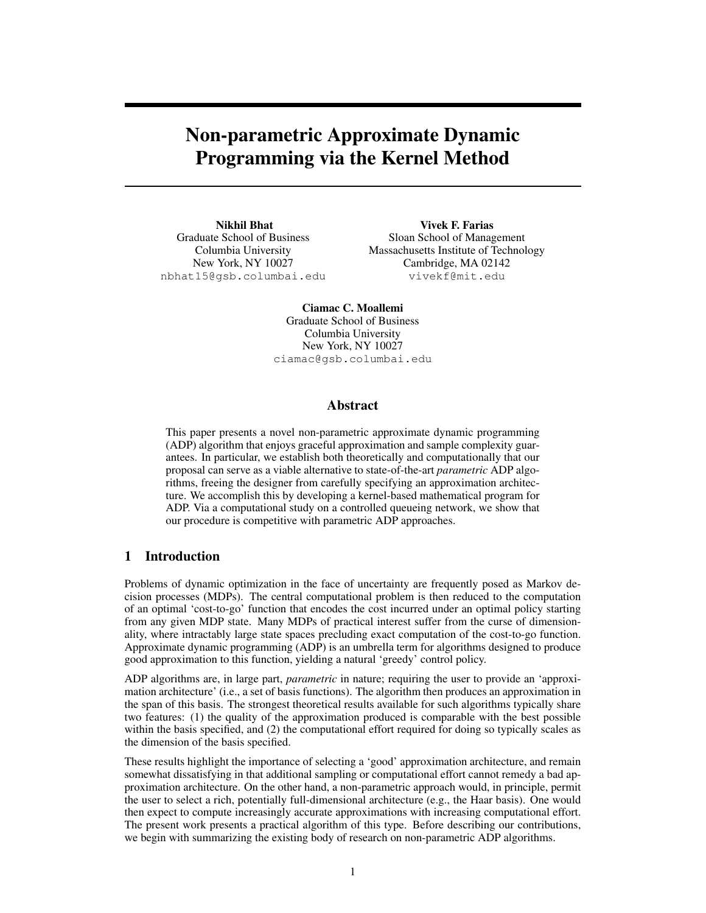# Non-parametric Approximate Dynamic Programming via the Kernel Method

**Nikhil Bhat**
Graduate School of Business
Columbia University
New York, NY 10027
nbhat15@gsb.columbai.edu

**Vivek F. Farias**
Sloan School of Management
Massachusetts Institute of Technology
Cambridge, MA 02142
vivekf@mit.edu

**Ciamac C. Moallemi**
Graduate School of Business
Columbia University
New York, NY 10027
ciamac@gsb.columbai.edu

## Abstract

This paper presents a novel non-parametric approximate dynamic programming (ADP) algorithm that enjoys graceful approximation and sample complexity guarantees. In particular, we establish both theoretically and computationally that our proposal can serve as a viable alternative to state-of-the-art *parametric* ADP algorithms, freeing the designer from carefully specifying an approximation architecture. We accomplish this by developing a kernel-based mathematical program for ADP. Via a computational study on a controlled queueing network, we show that our procedure is competitive with parametric ADP approaches.

## 1 Introduction

Problems of dynamic optimization in the face of uncertainty are frequently posed as Markov decision processes (MDPs). The central computational problem is then reduced to the computation of an optimal 'cost-to-go' function that encodes the cost incurred under an optimal policy starting from any given MDP state. Many MDPs of practical interest suffer from the curse of dimensionality, where intractably large state spaces precluding exact computation of the cost-to-go function. Approximate dynamic programming (ADP) is an umbrella term for algorithms designed to produce good approximation to this function, yielding a natural 'greedy' control policy.

ADP algorithms are, in large part, *parametric* in nature; requiring the user to provide an 'approximation architecture' (i.e., a set of basis functions). The algorithm then produces an approximation in the span of this basis. The strongest theoretical results available for such algorithms typically share two features: (1) the quality of the approximation produced is comparable with the best possible within the basis specified, and (2) the computational effort required for doing so typically scales as the dimension of the basis specified.

These results highlight the importance of selecting a 'good' approximation architecture, and remain somewhat dissatisfying in that additional sampling or computational effort cannot remedy a bad approximation architecture. On the other hand, a non-parametric approach would, in principle, permit the user to select a rich, potentially full-dimensional architecture (e.g., the Haar basis). One would then expect to compute increasingly accurate approximations with increasing computational effort. The present work presents a practical algorithm of this type. Before describing our contributions, we begin with summarizing the existing body of research on non-parametric ADP algorithms.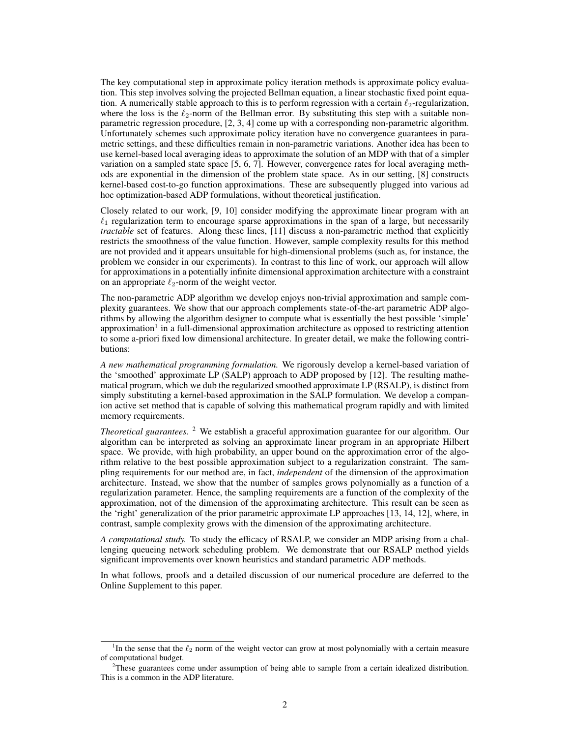The key computational step in approximate policy iteration methods is approximate policy evaluation. This step involves solving the projected Bellman equation, a linear stochastic fixed point equation. A numerically stable approach to this is to perform regression with a certain $\ell_2$-regularization, where the loss is the $\ell_2$-norm of the Bellman error. By substituting this step with a suitable non-parametric regression procedure, [2, 3, 4] come up with a corresponding non-parametric algorithm. Unfortunately schemes such approximate policy iteration have no convergence guarantees in parametric settings, and these difficulties remain in non-parametric variations. Another idea has been to use kernel-based local averaging ideas to approximate the solution of an MDP with that of a simpler variation on a sampled state space [5, 6, 7]. However, convergence rates for local averaging methods are exponential in the dimension of the problem state space. As in our setting, [8] constructs kernel-based cost-to-go function approximations. These are subsequently plugged into various ad hoc optimization-based ADP formulations, without theoretical justification.

Closely related to our work, [9, 10] consider modifying the approximate linear program with an $\ell_1$ regularization term to encourage sparse approximations in the span of a large, but necessarily *tractable* set of features. Along these lines, [11] discuss a non-parametric method that explicitly restricts the smoothness of the value function. However, sample complexity results for this method are not provided and it appears unsuitable for high-dimensional problems (such as, for instance, the problem we consider in our experiments). In contrast to this line of work, our approach will allow for approximations in a potentially infinite dimensional approximation architecture with a constraint on an appropriate $\ell_2$-norm of the weight vector.

The non-parametric ADP algorithm we develop enjoys non-trivial approximation and sample complexity guarantees. We show that our approach complements state-of-the-art parametric ADP algorithms by allowing the algorithm designer to compute what is essentially the best possible 'simple' approximation[1] in a full-dimensional approximation architecture as opposed to restricting attention to some a-priori fixed low dimensional architecture. In greater detail, we make the following contributions:

*A new mathematical programming formulation.* We rigorously develop a kernel-based variation of the 'smoothed' approximate LP (SALP) approach to ADP proposed by [12]. The resulting mathematical program, which we dub the regularized smoothed approximate LP (RSALP), is distinct from simply substituting a kernel-based approximation in the SALP formulation. We develop a companion active set method that is capable of solving this mathematical program rapidly and with limited memory requirements.

*Theoretical guarantees.* [2] We establish a graceful approximation guarantee for our algorithm. Our algorithm can be interpreted as solving an approximate linear program in an appropriate Hilbert space. We provide, with high probability, an upper bound on the approximation error of the algorithm relative to the best possible approximation subject to a regularization constraint. The sampling requirements for our method are, in fact, *independent* of the dimension of the approximation architecture. Instead, we show that the number of samples grows polynomially as a function of a regularization parameter. Hence, the sampling requirements are a function of the complexity of the approximation, not of the dimension of the approximating architecture. This result can be seen as the 'right' generalization of the prior parametric approximate LP approaches [13, 14, 12], where, in contrast, sample complexity grows with the dimension of the approximating architecture.

*A computational study.* To study the efficacy of RSALP, we consider an MDP arising from a challenging queueing network scheduling problem. We demonstrate that our RSALP method yields significant improvements over known heuristics and standard parametric ADP methods.

In what follows, proofs and a detailed discussion of our numerical procedure are deferred to the Online Supplement to this paper.

[1] In the sense that the $\ell_2$ norm of the weight vector can grow at most polynomially with a certain measure of computational budget.

[2] These guarantees come under assumption of being able to sample from a certain idealized distribution. This is a common in the ADP literature.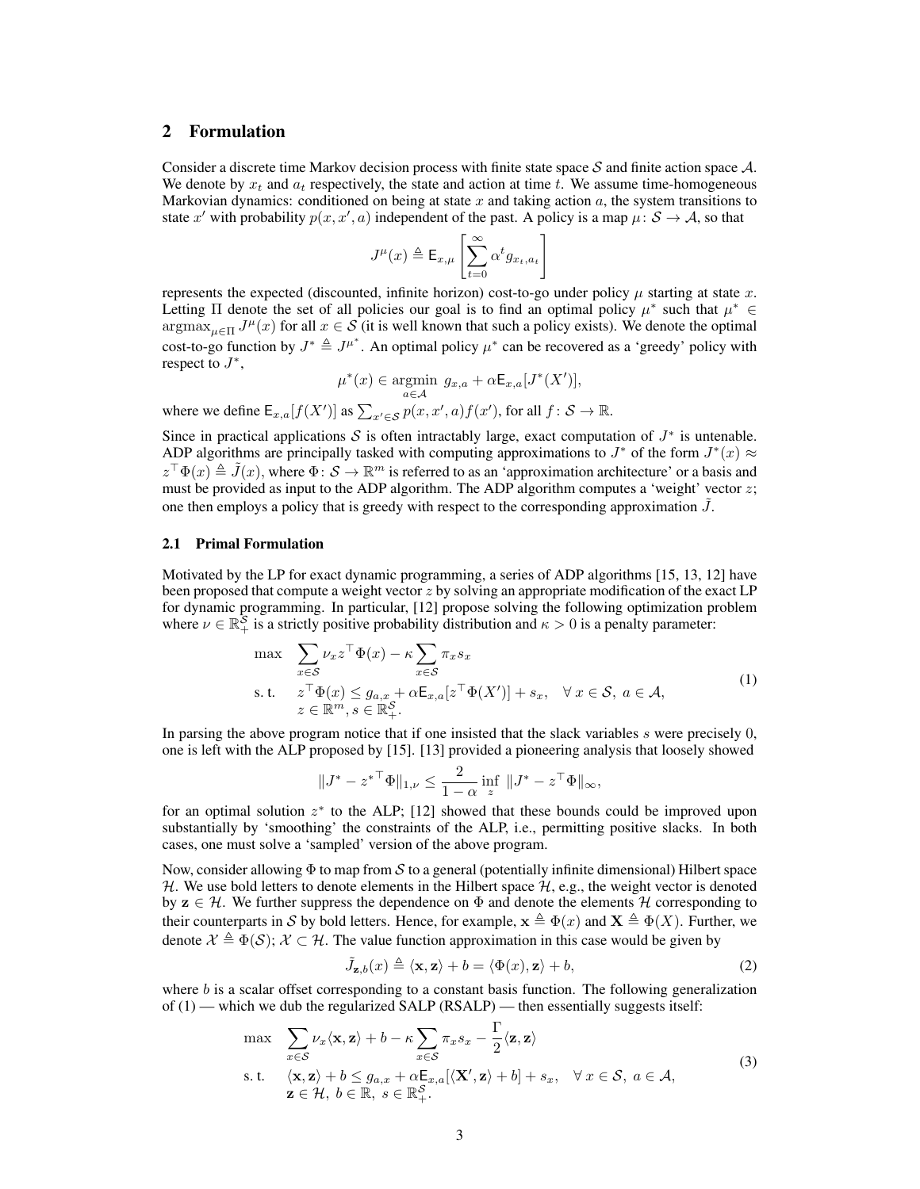## 2 Formulation

Consider a discrete time Markov decision process with finite state space $\mathcal{S}$ and finite action space $\mathcal{A}$. We denote by $x_t$ and $a_t$ respectively, the state and action at time $t$. We assume time-homogeneous Markovian dynamics: conditioned on being at state $x$ and taking action $a$, the system transitions to state $x'$ with probability $p(x, x', a)$ independent of the past. A policy is a map $\mu \colon \mathcal{S} \to \mathcal{A}$, so that

$$J^{\mu}(x) \triangleq \mathsf{E}_{x,\mu}\left[\sum_{t=0}^{\infty} \alpha^t g_{x_t,a_t}\right]$$

represents the expected (discounted, infinite horizon) cost-to-go under policy $\mu$ starting at state $x$. Letting $\Pi$ denote the set of all policies our goal is to find an optimal policy $\mu^*$ such that $\mu^* \in \operatorname{argmax}_{\mu \in \Pi} J^{\mu}(x)$ for all $x \in \mathcal{S}$ (it is well known that such a policy exists). We denote the optimal cost-to-go function by $J^* \triangleq J^{\mu^*}$. An optimal policy $\mu^*$ can be recovered as a 'greedy' policy with respect to $J^*$,

$$\mu^*(x) \in \operatorname*{argmin}_{a \in \mathcal{A}} \; g_{x,a} + \alpha \mathsf{E}_{x,a}[J^*(X')],$$

where we define $\mathsf{E}_{x,a}[f(X')]$ as $\sum_{x' \in \mathcal{S}} p(x, x', a) f(x')$, for all $f \colon \mathcal{S} \to \mathbb{R}$.

Since in practical applications $\mathcal{S}$ is often intractably large, exact computation of $J^*$ is untenable. ADP algorithms are principally tasked with computing approximations to $J^*$ of the form $J^*(x) \approx z^\top \Phi(x) \triangleq \tilde{J}(x)$, where $\Phi \colon \mathcal{S} \to \mathbb{R}^m$ is referred to as an 'approximation architecture' or a basis and must be provided as input to the ADP algorithm. The ADP algorithm computes a 'weight' vector $z$; one then employs a policy that is greedy with respect to the corresponding approximation $\tilde{J}$.

### 2.1 Primal Formulation

Motivated by the LP for exact dynamic programming, a series of ADP algorithms [15, 13, 12] have been proposed that compute a weight vector $z$ by solving an appropriate modification of the exact LP for dynamic programming. In particular, [12] propose solving the following optimization problem where $\nu \in \mathbb{R}_+^{\mathcal{S}}$ is a strictly positive probability distribution and $\kappa > 0$ is a penalty parameter:

$$\begin{aligned}
\max \quad & \sum_{x \in \mathcal{S}} \nu_x z^\top \Phi(x) - \kappa \sum_{x \in \mathcal{S}} \pi_x s_x \\
\text{s. t.} \quad & z^\top \Phi(x) \leq g_{a,x} + \alpha \mathsf{E}_{x,a}[z^\top \Phi(X')] + s_x, \quad \forall\, x \in \mathcal{S},\ a \in \mathcal{A}, \\
& z \in \mathbb{R}^m, s \in \mathbb{R}_+^{\mathcal{S}}.
\end{aligned} \tag{1}$$

In parsing the above program notice that if one insisted that the slack variables $s$ were precisely 0, one is left with the ALP proposed by [15]. [13] provided a pioneering analysis that loosely showed

$$\|J^* - {z^*}^\top \Phi\|_{1,\nu} \leq \frac{2}{1-\alpha} \inf_z \; \|J^* - z^\top \Phi\|_\infty,$$

for an optimal solution $z^*$ to the ALP; [12] showed that these bounds could be improved upon substantially by 'smoothing' the constraints of the ALP, i.e., permitting positive slacks. In both cases, one must solve a 'sampled' version of the above program.

Now, consider allowing $\Phi$ to map from $\mathcal{S}$ to a general (potentially infinite dimensional) Hilbert space $\mathcal{H}$. We use bold letters to denote elements in the Hilbert space $\mathcal{H}$, e.g., the weight vector is denoted by $\mathbf{z} \in \mathcal{H}$. We further suppress the dependence on $\Phi$ and denote the elements $\mathcal{H}$ corresponding to their counterparts in $\mathcal{S}$ by bold letters. Hence, for example, $\mathbf{x} \triangleq \Phi(x)$ and $\mathbf{X} \triangleq \Phi(X)$. Further, we denote $\mathcal{X} \triangleq \Phi(\mathcal{S})$; $\mathcal{X} \subset \mathcal{H}$. The value function approximation in this case would be given by

$$\tilde{J}_{\mathbf{z},b}(x) \triangleq \langle \mathbf{x}, \mathbf{z} \rangle + b = \langle \Phi(x), \mathbf{z} \rangle + b, \tag{2}$$

where $b$ is a scalar offset corresponding to a constant basis function. The following generalization of (1) — which we dub the regularized SALP (RSALP) — then essentially suggests itself:

$$\begin{aligned}
\max \quad & \sum_{x \in \mathcal{S}} \nu_x \langle \mathbf{x}, \mathbf{z} \rangle + b - \kappa \sum_{x \in \mathcal{S}} \pi_x s_x - \frac{\Gamma}{2} \langle \mathbf{z}, \mathbf{z} \rangle \\
\text{s. t.} \quad & \langle \mathbf{x}, \mathbf{z} \rangle + b \leq g_{a,x} + \alpha \mathsf{E}_{x,a}[\langle \mathbf{X}', \mathbf{z} \rangle + b] + s_x, \quad \forall\, x \in \mathcal{S},\ a \in \mathcal{A}, \\
& \mathbf{z} \in \mathcal{H},\ b \in \mathbb{R},\ s \in \mathbb{R}_+^{\mathcal{S}}.
\end{aligned} \tag{3}$$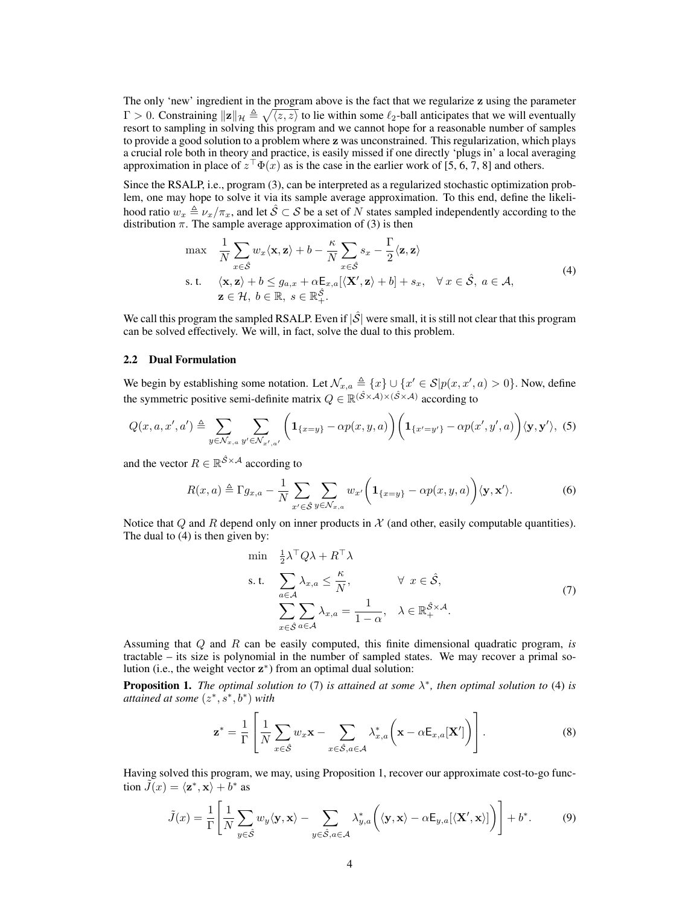The only 'new' ingredient in the program above is the fact that we regularize $\mathbf{z}$ using the parameter $\Gamma > 0$. Constraining $\|\mathbf{z}\|_{\mathcal{H}} \triangleq \sqrt{\langle z, z \rangle}$ to lie within some $\ell_2$-ball anticipates that we will eventually resort to sampling in solving this program and we cannot hope for a reasonable number of samples to provide a good solution to a problem where $\mathbf{z}$ was unconstrained. This regularization, which plays a crucial role both in theory and practice, is easily missed if one directly 'plugs in' a local averaging approximation in place of $z^\top \Phi(x)$ as is the case in the earlier work of [5, 6, 7, 8] and others.

Since the RSALP, i.e., program (3), can be interpreted as a regularized stochastic optimization problem, one may hope to solve it via its sample average approximation. To this end, define the likelihood ratio $w_x \triangleq \nu_x / \pi_x$, and let $\hat{\mathcal{S}} \subset \mathcal{S}$ be a set of $N$ states sampled independently according to the distribution $\pi$. The sample average approximation of (3) is then

$$
\begin{aligned}
\max \quad & \frac{1}{N} \sum_{x \in \hat{\mathcal{S}}} w_x \langle \mathbf{x}, \mathbf{z} \rangle + b - \frac{\kappa}{N} \sum_{x \in \hat{\mathcal{S}}} s_x - \frac{\Gamma}{2} \langle \mathbf{z}, \mathbf{z} \rangle \\
\text{s. t.} \quad & \langle \mathbf{x}, \mathbf{z} \rangle + b \leq g_{a,x} + \alpha \mathsf{E}_{x,a}[\langle \mathbf{X}', \mathbf{z} \rangle + b] + s_x, \quad \forall\, x \in \hat{\mathcal{S}},\ a \in \mathcal{A}, \\
& \mathbf{z} \in \mathcal{H},\ b \in \mathbb{R},\ s \in \mathbb{R}_+^{\hat{\mathcal{S}}}.
\end{aligned} \tag{4}
$$

We call this program the sampled RSALP. Even if $|\hat{\mathcal{S}}|$ were small, it is still not clear that this program can be solved effectively. We will, in fact, solve the dual to this problem.

### 2.2 Dual Formulation

We begin by establishing some notation. Let $\mathcal{N}_{x,a} \triangleq \{x\} \cup \{x' \in \mathcal{S} | p(x, x', a) > 0\}$. Now, define the symmetric positive semi-definite matrix $Q \in \mathbb{R}^{(\hat{\mathcal{S}} \times \mathcal{A}) \times (\hat{\mathcal{S}} \times \mathcal{A})}$ according to

$$
Q(x, a, x', a') \triangleq \sum_{y \in \mathcal{N}_{x,a}} \sum_{y' \in \mathcal{N}_{x',a'}} \left( \mathbf{1}_{\{x = y\}} - \alpha p(x, y, a) \right) \left( \mathbf{1}_{\{x' = y'\}} - \alpha p(x', y', a) \right) \langle \mathbf{y}, \mathbf{y}' \rangle, \tag{5}
$$

and the vector $R \in \mathbb{R}^{\hat{\mathcal{S}} \times \mathcal{A}}$ according to

$$
R(x, a) \triangleq \Gamma g_{x,a} - \frac{1}{N} \sum_{x' \in \hat{\mathcal{S}}} \sum_{y \in \mathcal{N}_{x,a}} w_{x'} \left( \mathbf{1}_{\{x = y\}} - \alpha p(x, y, a) \right) \langle \mathbf{y}, \mathbf{x}' \rangle. \tag{6}
$$

Notice that $Q$ and $R$ depend only on inner products in $\mathcal{X}$ (and other, easily computable quantities). The dual to (4) is then given by:

$$
\begin{aligned}
\min \quad & \tfrac{1}{2} \lambda^\top Q \lambda + R^\top \lambda \\
\text{s. t.} \quad & \sum_{a \in \mathcal{A}} \lambda_{x,a} \leq \frac{\kappa}{N}, \qquad \forall\ x \in \hat{\mathcal{S}}, \\
& \sum_{x \in \hat{\mathcal{S}}} \sum_{a \in \mathcal{A}} \lambda_{x,a} = \frac{1}{1 - \alpha}, \quad \lambda \in \mathbb{R}_+^{\hat{\mathcal{S}} \times \mathcal{A}}.
\end{aligned} \tag{7}
$$

Assuming that $Q$ and $R$ can be easily computed, this finite dimensional quadratic program, *is* tractable – its size is polynomial in the number of sampled states. We may recover a primal solution (i.e., the weight vector $\mathbf{z}^*$) from an optimal dual solution:

**Proposition 1.** *The optimal solution to* (7) *is attained at some* $\lambda^*$*, then optimal solution to* (4) *is attained at some* $(z^*, s^*, b^*)$ *with*

$$
\mathbf{z}^* = \frac{1}{\Gamma} \left[ \frac{1}{N} \sum_{x \in \hat{\mathcal{S}}} w_x \mathbf{x} - \sum_{x \in \hat{\mathcal{S}}, a \in \mathcal{A}} \lambda^*_{x,a} \left( \mathbf{x} - \alpha \mathsf{E}_{x,a}[\mathbf{X}'] \right) \right]. \tag{8}
$$

Having solved this program, we may, using Proposition 1, recover our approximate cost-to-go function $\tilde{J}(x) = \langle \mathbf{z}^*, \mathbf{x} \rangle + b^*$ as

$$
\tilde{J}(x) = \frac{1}{\Gamma} \left[ \frac{1}{N} \sum_{y \in \hat{\mathcal{S}}} w_y \langle \mathbf{y}, \mathbf{x} \rangle - \sum_{y \in \hat{\mathcal{S}}, a \in \mathcal{A}} \lambda^*_{y,a} \left( \langle \mathbf{y}, \mathbf{x} \rangle - \alpha \mathsf{E}_{y,a}[\langle \mathbf{X}', \mathbf{x} \rangle] \right) \right] + b^*. \tag{9}
$$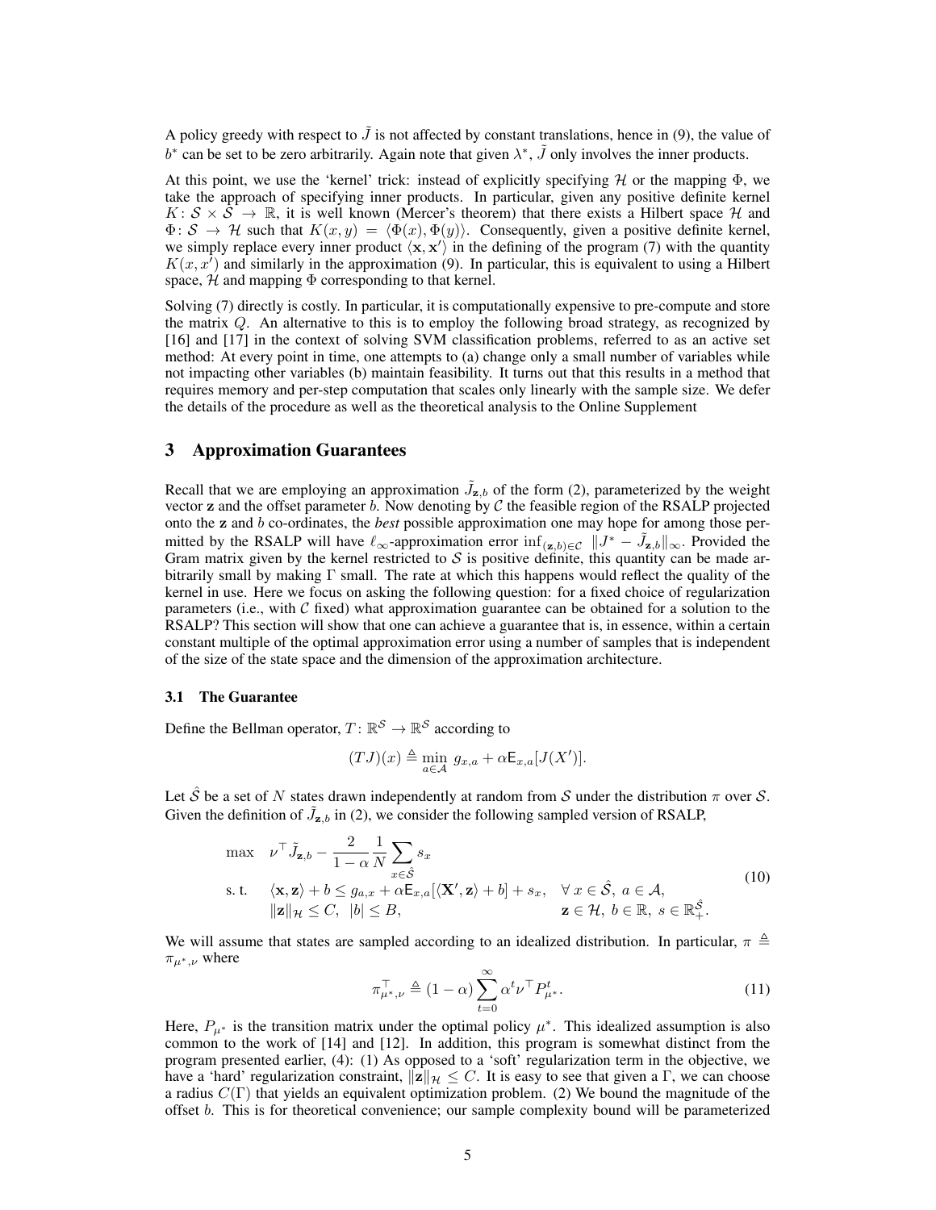A policy greedy with respect to $\tilde{J}$ is not affected by constant translations, hence in (9), the value of $b^*$ can be set to be zero arbitrarily. Again note that given $\lambda^*$, $\tilde{J}$ only involves the inner products.

At this point, we use the 'kernel' trick: instead of explicitly specifying $\mathcal{H}$ or the mapping $\Phi$, we take the approach of specifying inner products. In particular, given any positive definite kernel $K\colon \mathcal{S} \times \mathcal{S} \to \mathbb{R}$, it is well known (Mercer's theorem) that there exists a Hilbert space $\mathcal{H}$ and $\Phi\colon \mathcal{S} \to \mathcal{H}$ such that $K(x, y) = \langle \Phi(x), \Phi(y) \rangle$. Consequently, given a positive definite kernel, we simply replace every inner product $\langle \mathbf{x}, \mathbf{x}' \rangle$ in the defining of the program (7) with the quantity $K(x, x')$ and similarly in the approximation (9). In particular, this is equivalent to using a Hilbert space, $\mathcal{H}$ and mapping $\Phi$ corresponding to that kernel.

Solving (7) directly is costly. In particular, it is computationally expensive to pre-compute and store the matrix $Q$. An alternative to this is to employ the following broad strategy, as recognized by [16] and [17] in the context of solving SVM classification problems, referred to as an active set method: At every point in time, one attempts to (a) change only a small number of variables while not impacting other variables (b) maintain feasibility. It turns out that this results in a method that requires memory and per-step computation that scales only linearly with the sample size. We defer the details of the procedure as well as the theoretical analysis to the Online Supplement

## 3 Approximation Guarantees

Recall that we are employing an approximation $\tilde{J}_{\mathbf{z},b}$ of the form (2), parameterized by the weight vector $\mathbf{z}$ and the offset parameter $b$. Now denoting by $\mathcal{C}$ the feasible region of the RSALP projected onto the $\mathbf{z}$ and $b$ co-ordinates, the *best* possible approximation one may hope for among those permitted by the RSALP will have $\ell_\infty$-approximation error $\inf_{(\mathbf{z},b)\in\mathcal{C}} \|J^* - \tilde{J}_{\mathbf{z},b}\|_\infty$. Provided the Gram matrix given by the kernel restricted to $\mathcal{S}$ is positive definite, this quantity can be made arbitrarily small by making $\Gamma$ small. The rate at which this happens would reflect the quality of the kernel in use. Here we focus on asking the following question: for a fixed choice of regularization parameters (i.e., with $\mathcal{C}$ fixed) what approximation guarantee can be obtained for a solution to the RSALP? This section will show that one can achieve a guarantee that is, in essence, within a certain constant multiple of the optimal approximation error using a number of samples that is independent of the size of the state space and the dimension of the approximation architecture.

### 3.1 The Guarantee

Define the Bellman operator, $T\colon \mathbb{R}^{\mathcal{S}} \to \mathbb{R}^{\mathcal{S}}$ according to

$$(TJ)(x) \triangleq \min_{a\in\mathcal{A}} \; g_{x,a} + \alpha \mathsf{E}_{x,a}[J(X')].$$

Let $\hat{\mathcal{S}}$ be a set of $N$ states drawn independently at random from $\mathcal{S}$ under the distribution $\pi$ over $\mathcal{S}$. Given the definition of $\tilde{J}_{\mathbf{z},b}$ in (2), we consider the following sampled version of RSALP,

$$\begin{aligned}
\max \quad & \nu^\top \tilde{J}_{\mathbf{z},b} - \frac{2}{1-\alpha} \frac{1}{N} \sum_{x\in\hat{\mathcal{S}}} s_x \\
\text{s. t.} \quad & \langle \mathbf{x}, \mathbf{z} \rangle + b \le g_{a,x} + \alpha \mathsf{E}_{x,a}[\langle \mathbf{X}', \mathbf{z} \rangle + b] + s_x, \quad \forall\, x \in \hat{\mathcal{S}},\ a \in \mathcal{A}, \\
& \|\mathbf{z}\|_{\mathcal{H}} \le C, \ \ |b| \le B, \qquad\qquad\qquad\qquad\quad \mathbf{z} \in \mathcal{H},\ b \in \mathbb{R},\ s \in \mathbb{R}_+^{\hat{\mathcal{S}}}.
\end{aligned} \tag{10}$$

We will assume that states are sampled according to an idealized distribution. In particular, $\pi \triangleq \pi_{\mu^*,\nu}$ where

$$\pi_{\mu^*,\nu}^\top \triangleq (1-\alpha) \sum_{t=0}^{\infty} \alpha^t \nu^\top P_{\mu^*}^t. \tag{11}$$

Here, $P_{\mu^*}$ is the transition matrix under the optimal policy $\mu^*$. This idealized assumption is also common to the work of [14] and [12]. In addition, this program is somewhat distinct from the program presented earlier, (4): (1) As opposed to a 'soft' regularization term in the objective, we have a 'hard' regularization constraint, $\|\mathbf{z}\|_{\mathcal{H}} \le C$. It is easy to see that given a $\Gamma$, we can choose a radius $C(\Gamma)$ that yields an equivalent optimization problem. (2) We bound the magnitude of the offset $b$. This is for theoretical convenience; our sample complexity bound will be parameterized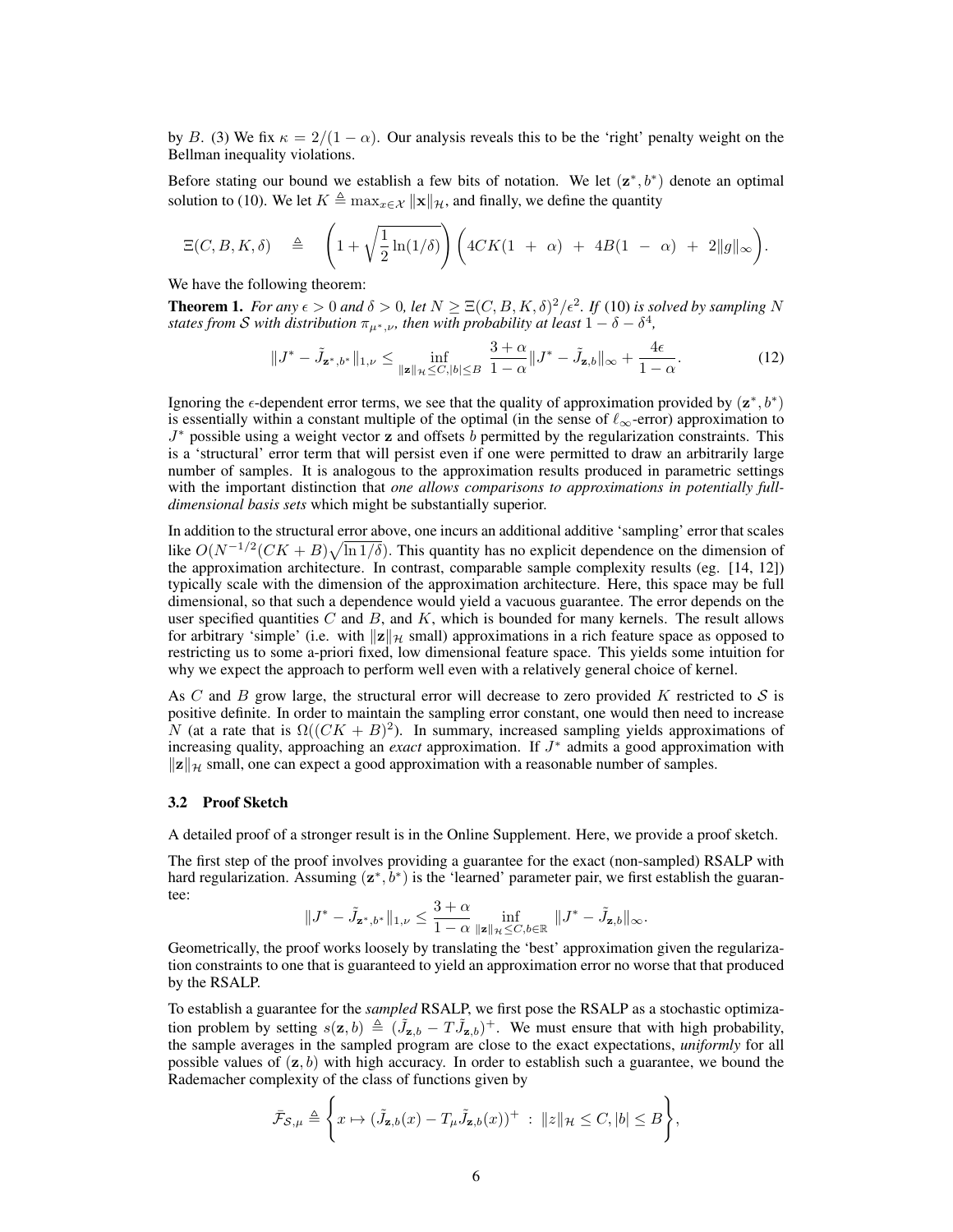by $B$. (3) We fix $\kappa = 2/(1-\alpha)$. Our analysis reveals this to be the 'right' penalty weight on the Bellman inequality violations.

Before stating our bound we establish a few bits of notation. We let $(\mathbf{z}^*, b^*)$ denote an optimal solution to (10). We let $K \triangleq \max_{x \in \mathcal{X}} \|\mathbf{x}\|_{\mathcal{H}}$, and finally, we define the quantity

$$\Xi(C, B, K, \delta) \quad \triangleq \quad \left(1 + \sqrt{\frac{1}{2}\ln(1/\delta)}\right)\left(4CK(1 \ + \ \alpha) \ + \ 4B(1 \ - \ \alpha) \ + \ 2\|g\|_\infty\right).$$

We have the following theorem:

**Theorem 1.** *For any $\epsilon > 0$ and $\delta > 0$, let $N \geq \Xi(C, B, K, \delta)^2/\epsilon^2$. If (10) is solved by sampling $N$ states from $\mathcal{S}$ with distribution $\pi_{\mu^*,\nu}$, then with probability at least $1 - \delta - \delta^4$,*

$$\|J^* - \tilde{J}_{\mathbf{z}^*, b^*}\|_{1,\nu} \leq \inf_{\|\mathbf{z}\|_{\mathcal{H}} \leq C, |b| \leq B} \frac{3 + \alpha}{1 - \alpha}\|J^* - \tilde{J}_{\mathbf{z},b}\|_\infty + \frac{4\epsilon}{1-\alpha}. \tag{12}$$

Ignoring the $\epsilon$-dependent error terms, we see that the quality of approximation provided by $(\mathbf{z}^*, b^*)$ is essentially within a constant multiple of the optimal (in the sense of $\ell_\infty$-error) approximation to $J^*$ possible using a weight vector $\mathbf{z}$ and offsets $b$ permitted by the regularization constraints. This is a 'structural' error term that will persist even if one were permitted to draw an arbitrarily large number of samples. It is analogous to the approximation results produced in parametric settings with the important distinction that *one allows comparisons to approximations in potentially full-dimensional basis sets* which might be substantially superior.

In addition to the structural error above, one incurs an additional additive 'sampling' error that scales like $O(N^{-1/2}(CK + B)\sqrt{\ln 1/\delta})$. This quantity has no explicit dependence on the dimension of the approximation architecture. In contrast, comparable sample complexity results (eg. [14, 12]) typically scale with the dimension of the approximation architecture. Here, this space may be full dimensional, so that such a dependence would yield a vacuous guarantee. The error depends on the user specified quantities $C$ and $B$, and $K$, which is bounded for many kernels. The result allows for arbitrary 'simple' (i.e. with $\|\mathbf{z}\|_{\mathcal{H}}$ small) approximations in a rich feature space as opposed to restricting us to some a-priori fixed, low dimensional feature space. This yields some intuition for why we expect the approach to perform well even with a relatively general choice of kernel.

As $C$ and $B$ grow large, the structural error will decrease to zero provided $K$ restricted to $\mathcal{S}$ is positive definite. In order to maintain the sampling error constant, one would then need to increase $N$ (at a rate that is $\Omega((CK + B)^2)$. In summary, increased sampling yields approximations of increasing quality, approaching an *exact* approximation. If $J^*$ admits a good approximation with $\|\mathbf{z}\|_{\mathcal{H}}$ small, one can expect a good approximation with a reasonable number of samples.

### 3.2 Proof Sketch

A detailed proof of a stronger result is in the Online Supplement. Here, we provide a proof sketch.

The first step of the proof involves providing a guarantee for the exact (non-sampled) RSALP with hard regularization. Assuming $(\mathbf{z}^*, b^*)$ is the 'learned' parameter pair, we first establish the guarantee:

$$\|J^* - \tilde{J}_{\mathbf{z}^*, b^*}\|_{1,\nu} \leq \frac{3 + \alpha}{1 - \alpha} \inf_{\|\mathbf{z}\|_{\mathcal{H}} \leq C, b \in \mathbb{R}} \|J^* - \tilde{J}_{\mathbf{z},b}\|_\infty.$$

Geometrically, the proof works loosely by translating the 'best' approximation given the regularization constraints to one that is guaranteed to yield an approximation error no worse that that produced by the RSALP.

To establish a guarantee for the *sampled* RSALP, we first pose the RSALP as a stochastic optimization problem by setting $s(\mathbf{z}, b) \triangleq (\tilde{J}_{\mathbf{z},b} - T\tilde{J}_{\mathbf{z},b})^+$. We must ensure that with high probability, the sample averages in the sampled program are close to the exact expectations, *uniformly* for all possible values of $(\mathbf{z}, b)$ with high accuracy. In order to establish such a guarantee, we bound the Rademacher complexity of the class of functions given by

$$\bar{\mathcal{F}}_{\mathcal{S},\mu} \triangleq \left\{ x \mapsto (\tilde{J}_{\mathbf{z},b}(x) - T_\mu \tilde{J}_{\mathbf{z},b}(x))^+ \ : \ \|z\|_{\mathcal{H}} \leq C, |b| \leq B \right\},$$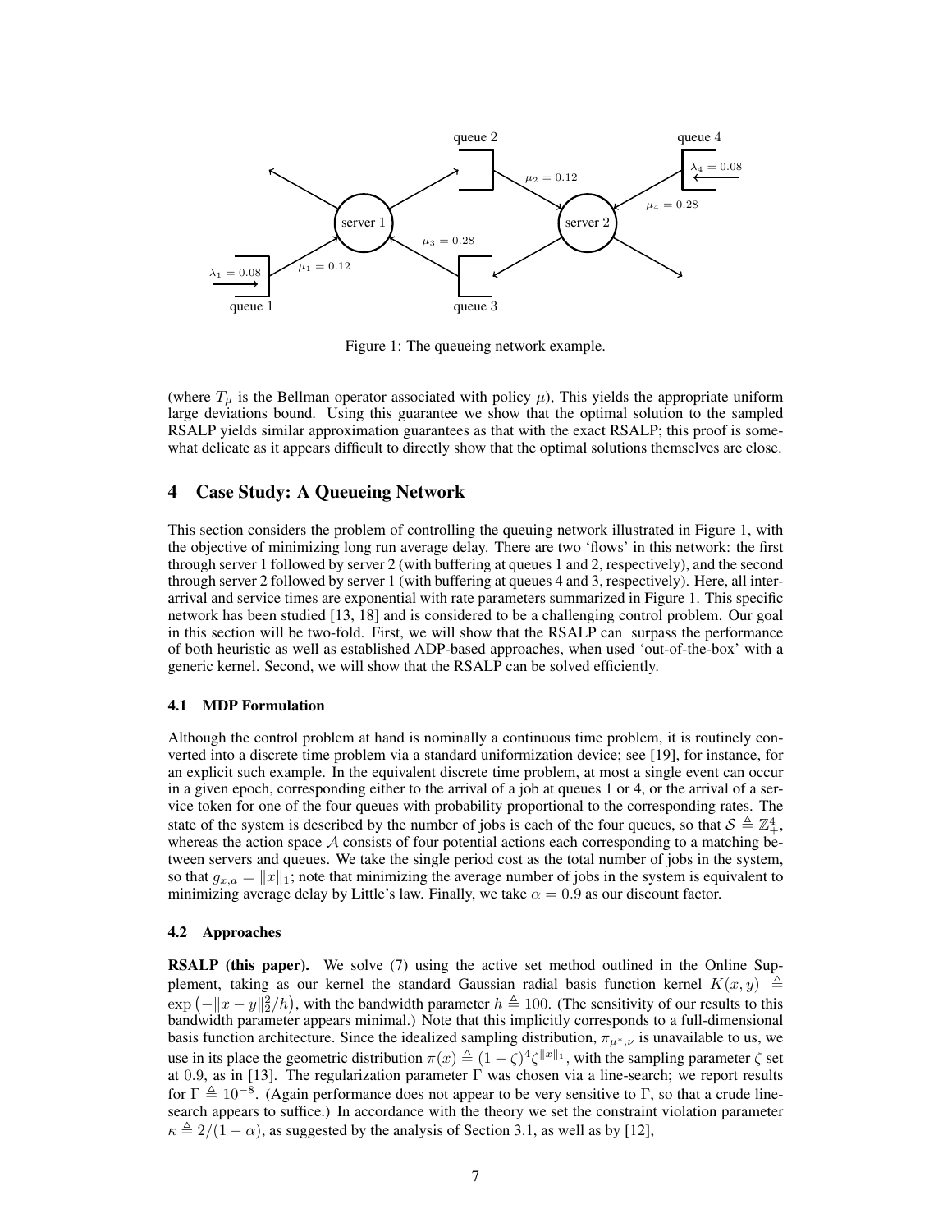Figure 1: The queueing network example.

(where $T_\mu$ is the Bellman operator associated with policy $\mu$), This yields the appropriate uniform large deviations bound. Using this guarantee we show that the optimal solution to the sampled RSALP yields similar approximation guarantees as that with the exact RSALP; this proof is somewhat delicate as it appears difficult to directly show that the optimal solutions themselves are close.

## 4 Case Study: A Queueing Network

This section considers the problem of controlling the queuing network illustrated in Figure 1, with the objective of minimizing long run average delay. There are two 'flows' in this network: the first through server 1 followed by server 2 (with buffering at queues 1 and 2, respectively), and the second through server 2 followed by server 1 (with buffering at queues 4 and 3, respectively). Here, all interarrival and service times are exponential with rate parameters summarized in Figure 1. This specific network has been studied [13, 18] and is considered to be a challenging control problem. Our goal in this section will be two-fold. First, we will show that the RSALP can surpass the performance of both heuristic as well as established ADP-based approaches, when used 'out-of-the-box' with a generic kernel. Second, we will show that the RSALP can be solved efficiently.

### 4.1 MDP Formulation

Although the control problem at hand is nominally a continuous time problem, it is routinely converted into a discrete time problem via a standard uniformization device; see [19], for instance, for an explicit such example. In the equivalent discrete time problem, at most a single event can occur in a given epoch, corresponding either to the arrival of a job at queues 1 or 4, or the arrival of a service token for one of the four queues with probability proportional to the corresponding rates. The state of the system is described by the number of jobs is each of the four queues, so that $\mathcal{S} \triangleq \mathbb{Z}_+^4$, whereas the action space $\mathcal{A}$ consists of four potential actions each corresponding to a matching between servers and queues. We take the single period cost as the total number of jobs in the system, so that $g_{x,a} = \|x\|_1$; note that minimizing the average number of jobs in the system is equivalent to minimizing average delay by Little's law. Finally, we take $\alpha = 0.9$ as our discount factor.

### 4.2 Approaches

**RSALP (this paper).** We solve (7) using the active set method outlined in the Online Supplement, taking as our kernel the standard Gaussian radial basis function kernel $K(x, y) \triangleq \exp\left(-\|x - y\|_2^2/h\right)$, with the bandwidth parameter $h \triangleq 100$. (The sensitivity of our results to this bandwidth parameter appears minimal.) Note that this implicitly corresponds to a full-dimensional basis function architecture. Since the idealized sampling distribution, $\pi_{\mu^*,\nu}$ is unavailable to us, we use in its place the geometric distribution $\pi(x) \triangleq (1 - \zeta)^4 \zeta^{\|x\|_1}$, with the sampling parameter $\zeta$ set at 0.9, as in [13]. The regularization parameter $\Gamma$ was chosen via a line-search; we report results for $\Gamma \triangleq 10^{-8}$. (Again performance does not appear to be very sensitive to $\Gamma$, so that a crude line-search appears to suffice.) In accordance with the theory we set the constraint violation parameter $\kappa \triangleq 2/(1 - \alpha)$, as suggested by the analysis of Section 3.1, as well as by [12],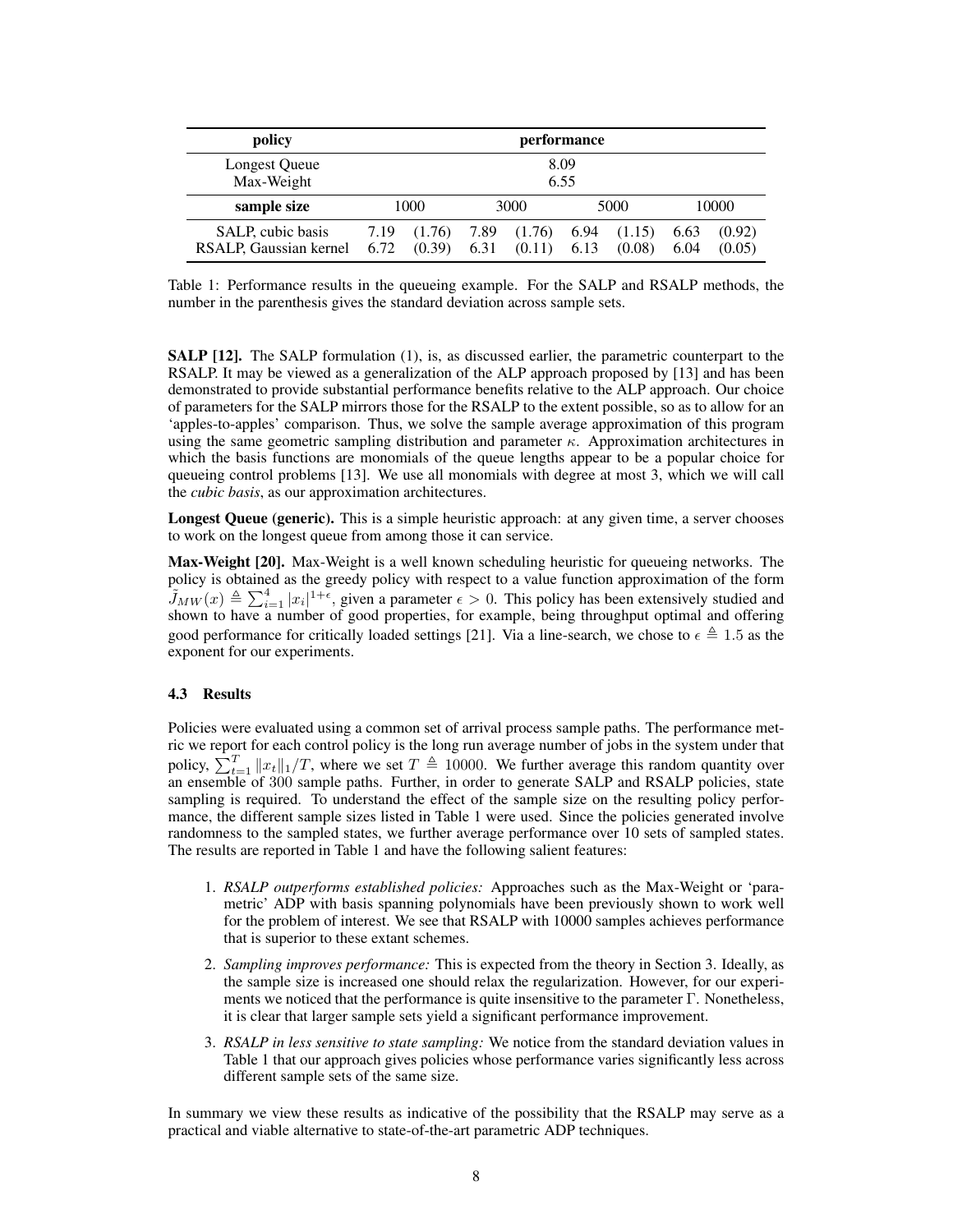| policy | performance | | | | | | | |
|---|---|---|---|---|---|---|---|---|
| Longest Queue | 8.09 | | | | | | | |
| Max-Weight | 6.55 | | | | | | | |
| **sample size** | 1000 | | 3000 | | 5000 | | 10000 | |
| SALP, cubic basis | 7.19 | (1.76) | 7.89 | (1.76) | 6.94 | (1.15) | 6.63 | (0.92) |
| RSALP, Gaussian kernel | 6.72 | (0.39) | 6.31 | (0.11) | 6.13 | (0.08) | 6.04 | (0.05) |

Table 1: Performance results in the queueing example. For the SALP and RSALP methods, the number in the parenthesis gives the standard deviation across sample sets.

**SALP [12].** The SALP formulation (1), is, as discussed earlier, the parametric counterpart to the RSALP. It may be viewed as a generalization of the ALP approach proposed by [13] and has been demonstrated to provide substantial performance benefits relative to the ALP approach. Our choice of parameters for the SALP mirrors those for the RSALP to the extent possible, so as to allow for an 'apples-to-apples' comparison. Thus, we solve the sample average approximation of this program using the same geometric sampling distribution and parameter $\kappa$. Approximation architectures in which the basis functions are monomials of the queue lengths appear to be a popular choice for queueing control problems [13]. We use all monomials with degree at most 3, which we will call the *cubic basis*, as our approximation architectures.

**Longest Queue (generic).** This is a simple heuristic approach: at any given time, a server chooses to work on the longest queue from among those it can service.

**Max-Weight [20].** Max-Weight is a well known scheduling heuristic for queueing networks. The policy is obtained as the greedy policy with respect to a value function approximation of the form $\tilde{J}_{MW}(x) \triangleq \sum_{i=1}^{4} |x_i|^{1+\epsilon}$, given a parameter $\epsilon > 0$. This policy has been extensively studied and shown to have a number of good properties, for example, being throughput optimal and offering good performance for critically loaded settings [21]. Via a line-search, we chose to $\epsilon \triangleq 1.5$ as the exponent for our experiments.

### 4.3 Results

Policies were evaluated using a common set of arrival process sample paths. The performance metric we report for each control policy is the long run average number of jobs in the system under that policy, $\sum_{t=1}^{T} \|x_t\|_1/T$, where we set $T \triangleq 10000$. We further average this random quantity over an ensemble of 300 sample paths. Further, in order to generate SALP and RSALP policies, state sampling is required. To understand the effect of the sample size on the resulting policy performance, the different sample sizes listed in Table 1 were used. Since the policies generated involve randomness to the sampled states, we further average performance over 10 sets of sampled states. The results are reported in Table 1 and have the following salient features:

1. *RSALP outperforms established policies:* Approaches such as the Max-Weight or 'parametric' ADP with basis spanning polynomials have been previously shown to work well for the problem of interest. We see that RSALP with 10000 samples achieves performance that is superior to these extant schemes.
2. *Sampling improves performance:* This is expected from the theory in Section 3. Ideally, as the sample size is increased one should relax the regularization. However, for our experiments we noticed that the performance is quite insensitive to the parameter $\Gamma$. Nonetheless, it is clear that larger sample sets yield a significant performance improvement.
3. *RSALP in less sensitive to state sampling:* We notice from the standard deviation values in Table 1 that our approach gives policies whose performance varies significantly less across different sample sets of the same size.

In summary we view these results as indicative of the possibility that the RSALP may serve as a practical and viable alternative to state-of-the-art parametric ADP techniques.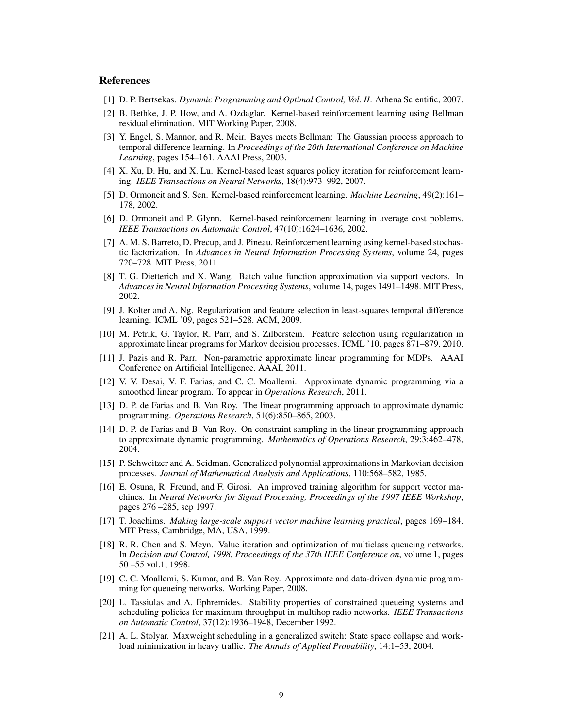## References

[1] D. P. Bertsekas. *Dynamic Programming and Optimal Control, Vol. II*. Athena Scientific, 2007.

[2] B. Bethke, J. P. How, and A. Ozdaglar. Kernel-based reinforcement learning using Bellman residual elimination. MIT Working Paper, 2008.

[3] Y. Engel, S. Mannor, and R. Meir. Bayes meets Bellman: The Gaussian process approach to temporal difference learning. In *Proceedings of the 20th International Conference on Machine Learning*, pages 154–161. AAAI Press, 2003.

[4] X. Xu, D. Hu, and X. Lu. Kernel-based least squares policy iteration for reinforcement learning. *IEEE Transactions on Neural Networks*, 18(4):973–992, 2007.

[5] D. Ormoneit and S. Sen. Kernel-based reinforcement learning. *Machine Learning*, 49(2):161–178, 2002.

[6] D. Ormoneit and P. Glynn. Kernel-based reinforcement learning in average cost poblems. *IEEE Transactions on Automatic Control*, 47(10):1624–1636, 2002.

[7] A. M. S. Barreto, D. Precup, and J. Pineau. Reinforcement learning using kernel-based stochastic factorization. In *Advances in Neural Information Processing Systems*, volume 24, pages 720–728. MIT Press, 2011.

[8] T. G. Dietterich and X. Wang. Batch value function approximation via support vectors. In *Advances in Neural Information Processing Systems*, volume 14, pages 1491–1498. MIT Press, 2002.

[9] J. Kolter and A. Ng. Regularization and feature selection in least-squares temporal difference learning. ICML '09, pages 521–528. ACM, 2009.

[10] M. Petrik, G. Taylor, R. Parr, and S. Zilberstein. Feature selection using regularization in approximate linear programs for Markov decision processes. ICML '10, pages 871–879, 2010.

[11] J. Pazis and R. Parr. Non-parametric approximate linear programming for MDPs. AAAI Conference on Artificial Intelligence. AAAI, 2011.

[12] V. V. Desai, V. F. Farias, and C. C. Moallemi. Approximate dynamic programming via a smoothed linear program. To appear in *Operations Research*, 2011.

[13] D. P. de Farias and B. Van Roy. The linear programming approach to approximate dynamic programming. *Operations Research*, 51(6):850–865, 2003.

[14] D. P. de Farias and B. Van Roy. On constraint sampling in the linear programming approach to approximate dynamic programming. *Mathematics of Operations Research*, 29:3:462–478, 2004.

[15] P. Schweitzer and A. Seidman. Generalized polynomial approximations in Markovian decision processes. *Journal of Mathematical Analysis and Applications*, 110:568–582, 1985.

[16] E. Osuna, R. Freund, and F. Girosi. An improved training algorithm for support vector machines. In *Neural Networks for Signal Processing, Proceedings of the 1997 IEEE Workshop*, pages 276 –285, sep 1997.

[17] T. Joachims. *Making large-scale support vector machine learning practical*, pages 169–184. MIT Press, Cambridge, MA, USA, 1999.

[18] R. R. Chen and S. Meyn. Value iteration and optimization of multiclass queueing networks. In *Decision and Control, 1998. Proceedings of the 37th IEEE Conference on*, volume 1, pages 50 –55 vol.1, 1998.

[19] C. C. Moallemi, S. Kumar, and B. Van Roy. Approximate and data-driven dynamic programming for queueing networks. Working Paper, 2008.

[20] L. Tassiulas and A. Ephremides. Stability properties of constrained queueing systems and scheduling policies for maximum throughput in multihop radio networks. *IEEE Transactions on Automatic Control*, 37(12):1936–1948, December 1992.

[21] A. L. Stolyar. Maxweight scheduling in a generalized switch: State space collapse and workload minimization in heavy traffic. *The Annals of Applied Probability*, 14:1–53, 2004.